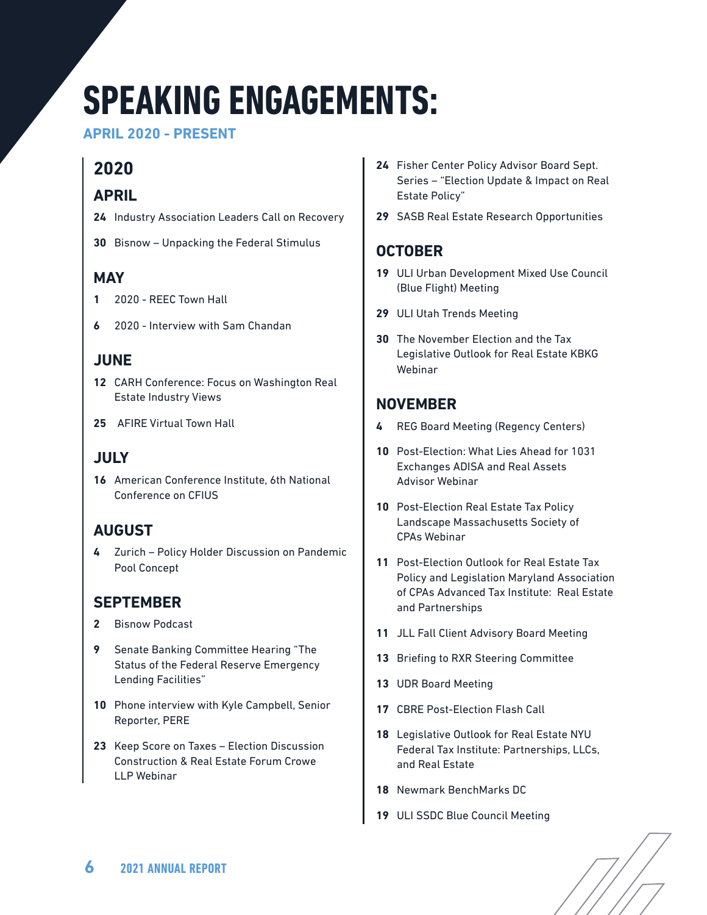# SPEAKING ENGAGEMENTS:

**APRIL 2020 - PRESENT**

## 2020

### APRIL

- **24** Industry Association Leaders Call on Recovery
- **30** Bisnow – Unpacking the Federal Stimulus

### MAY

- **1** 2020 - REEC Town Hall
- **6** 2020 - Interview with Sam Chandan

### JUNE

- **12** CARH Conference: Focus on Washington Real Estate Industry Views
- **25** AFIRE Virtual Town Hall

### JULY

- **16** American Conference Institute, 6th National Conference on CFIUS

### AUGUST

- **4** Zurich – Policy Holder Discussion on Pandemic Pool Concept

### SEPTEMBER

- **2** Bisnow Podcast
- **9** Senate Banking Committee Hearing "The Status of the Federal Reserve Emergency Lending Facilities"
- **10** Phone interview with Kyle Campbell, Senior Reporter, PERE
- **23** Keep Score on Taxes – Election Discussion Construction & Real Estate Forum Crowe LLP Webinar
- **24** Fisher Center Policy Advisor Board Sept. Series – "Election Update & Impact on Real Estate Policy"
- **29** SASB Real Estate Research Opportunities

### OCTOBER

- **19** ULI Urban Development Mixed Use Council (Blue Flight) Meeting
- **29** ULI Utah Trends Meeting
- **30** The November Election and the Tax Legislative Outlook for Real Estate KBKG Webinar

### NOVEMBER

- **4** REG Board Meeting (Regency Centers)
- **10** Post-Election: What Lies Ahead for 1031 Exchanges ADISA and Real Assets Advisor Webinar
- **10** Post-Election Real Estate Tax Policy Landscape Massachusetts Society of CPAs Webinar
- **11** Post-Election Outlook for Real Estate Tax Policy and Legislation Maryland Association of CPAs Advanced Tax Institute: Real Estate and Partnerships
- **11** JLL Fall Client Advisory Board Meeting
- **13** Briefing to RXR Steering Committee
- **13** UDR Board Meeting
- **17** CBRE Post-Election Flash Call
- **18** Legislative Outlook for Real Estate NYU Federal Tax Institute: Partnerships, LLCs, and Real Estate
- **18** Newmark BenchMarks DC
- **19** ULI SSDC Blue Council Meeting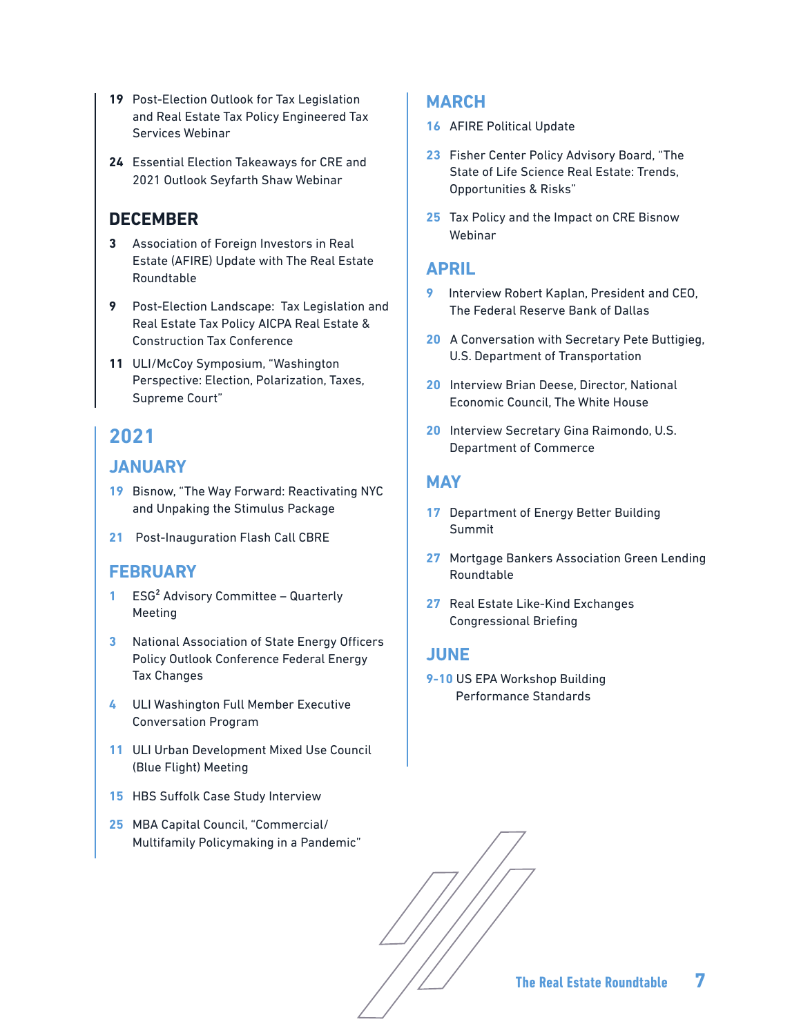19 Post-Election Outlook for Tax Legislation and Real Estate Tax Policy Engineered Tax Services Webinar

24 Essential Election Takeaways for CRE and 2021 Outlook Seyfarth Shaw Webinar

### DECEMBER

3 Association of Foreign Investors in Real Estate (AFIRE) Update with The Real Estate Roundtable

9 Post-Election Landscape: Tax Legislation and Real Estate Tax Policy AICPA Real Estate & Construction Tax Conference

11 ULI/McCoy Symposium, "Washington Perspective: Election, Polarization, Taxes, Supreme Court"

## 2021

### JANUARY

19 Bisnow, "The Way Forward: Reactivating NYC and Unpaking the Stimulus Package

21 Post-Inauguration Flash Call CBRE

### FEBRUARY

1 ESG[2] Advisory Committee – Quarterly Meeting

3 National Association of State Energy Officers Policy Outlook Conference Federal Energy Tax Changes

4 ULI Washington Full Member Executive Conversation Program

11 ULI Urban Development Mixed Use Council (Blue Flight) Meeting

15 HBS Suffolk Case Study Interview

25 MBA Capital Council, "Commercial/Multifamily Policymaking in a Pandemic"

### MARCH

16 AFIRE Political Update

23 Fisher Center Policy Advisory Board, "The State of Life Science Real Estate: Trends, Opportunities & Risks"

25 Tax Policy and the Impact on CRE Bisnow Webinar

### APRIL

9 Interview Robert Kaplan, President and CEO, The Federal Reserve Bank of Dallas

20 A Conversation with Secretary Pete Buttigieg, U.S. Department of Transportation

20 Interview Brian Deese, Director, National Economic Council, The White House

20 Interview Secretary Gina Raimondo, U.S. Department of Commerce

### MAY

17 Department of Energy Better Building Summit

27 Mortgage Bankers Association Green Lending Roundtable

27 Real Estate Like-Kind Exchanges Congressional Briefing

### JUNE

9-10 US EPA Workshop Building Performance Standards